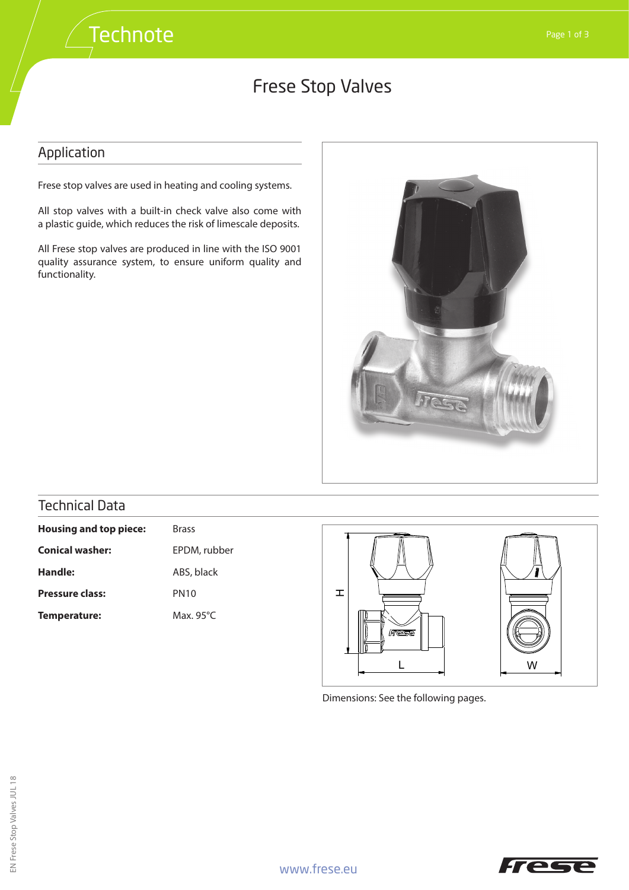# Frese Stop Valves

## Application

Frese stop valves are used in heating and cooling systems.

All stop valves with a built-in check valve also come with a plastic guide, which reduces the risk of limescale deposits.

All Frese stop valves are produced in line with the ISO 9001 quality assurance system, to ensure uniform quality and functionality.

## Technical Data

| | |
|---|---|
| **Housing and top piece:** | Brass |
| **Conical washer:** | EPDM, rubber |
| **Handle:** | ABS, black |
| **Pressure class:** | PN10 |
| **Temperature:** | Max. 95°C |

Dimensions: See the following pages.

www.frese.eu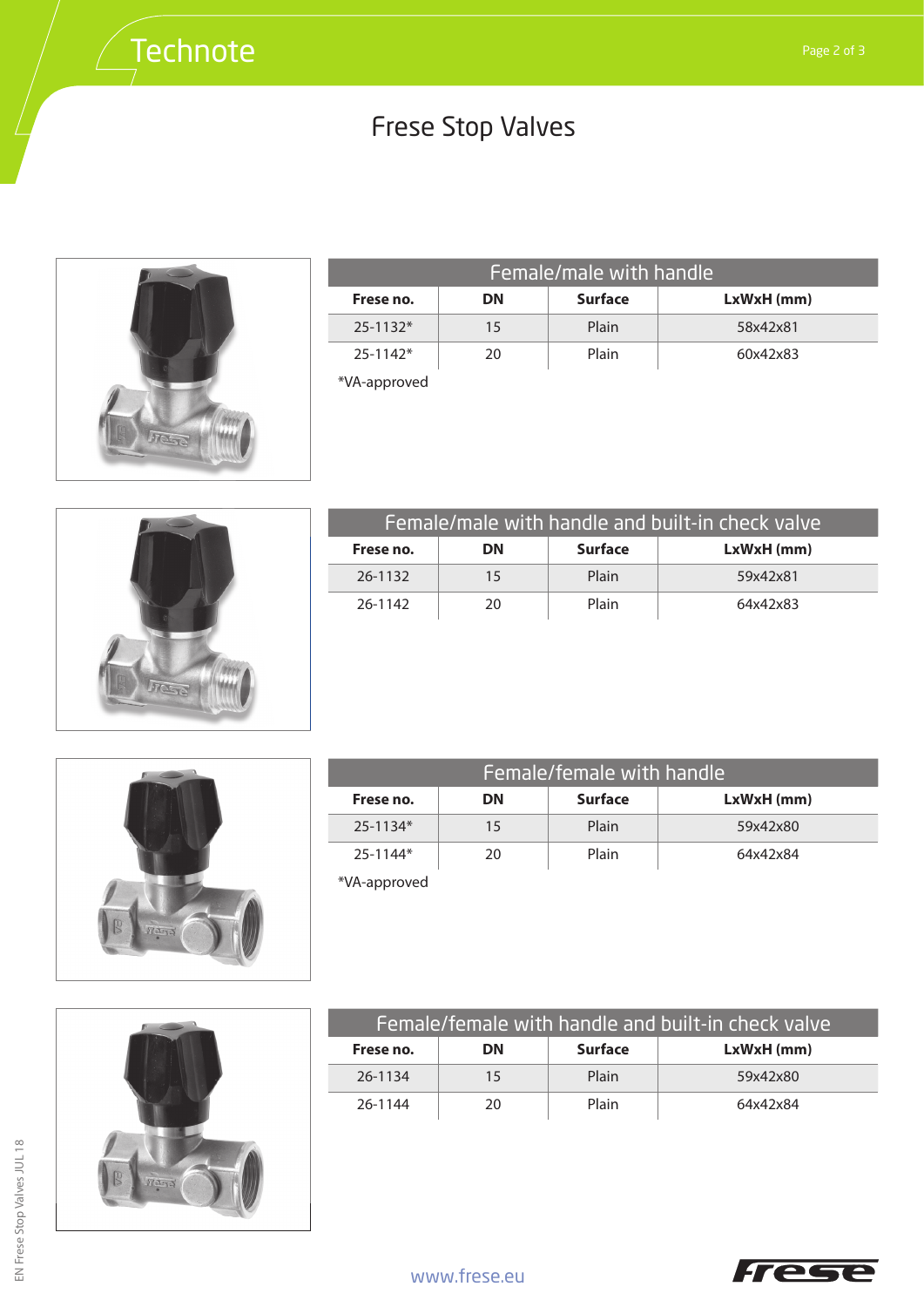# Frese Stop Valves

| Female/male with handle | | | |
|---|---|---|---|
| **Frese no.** | **DN** | **Surface** | **LxWxH (mm)** |
| 25-1132* | 15 | Plain | 58x42x81 |
| 25-1142* | 20 | Plain | 60x42x83 |

*VA-approved

| Female/male with handle and built-in check valve | | | |
|---|---|---|---|
| **Frese no.** | **DN** | **Surface** | **LxWxH (mm)** |
| 26-1132 | 15 | Plain | 59x42x81 |
| 26-1142 | 20 | Plain | 64x42x83 |

| Female/female with handle | | | |
|---|---|---|---|
| **Frese no.** | **DN** | **Surface** | **LxWxH (mm)** |
| 25-1134* | 15 | Plain | 59x42x80 |
| 25-1144* | 20 | Plain | 64x42x84 |

*VA-approved

| Female/female with handle and built-in check valve | | | |
|---|---|---|---|
| **Frese no.** | **DN** | **Surface** | **LxWxH (mm)** |
| 26-1134 | 15 | Plain | 59x42x80 |
| 26-1144 | 20 | Plain | 64x42x84 |

www.frese.eu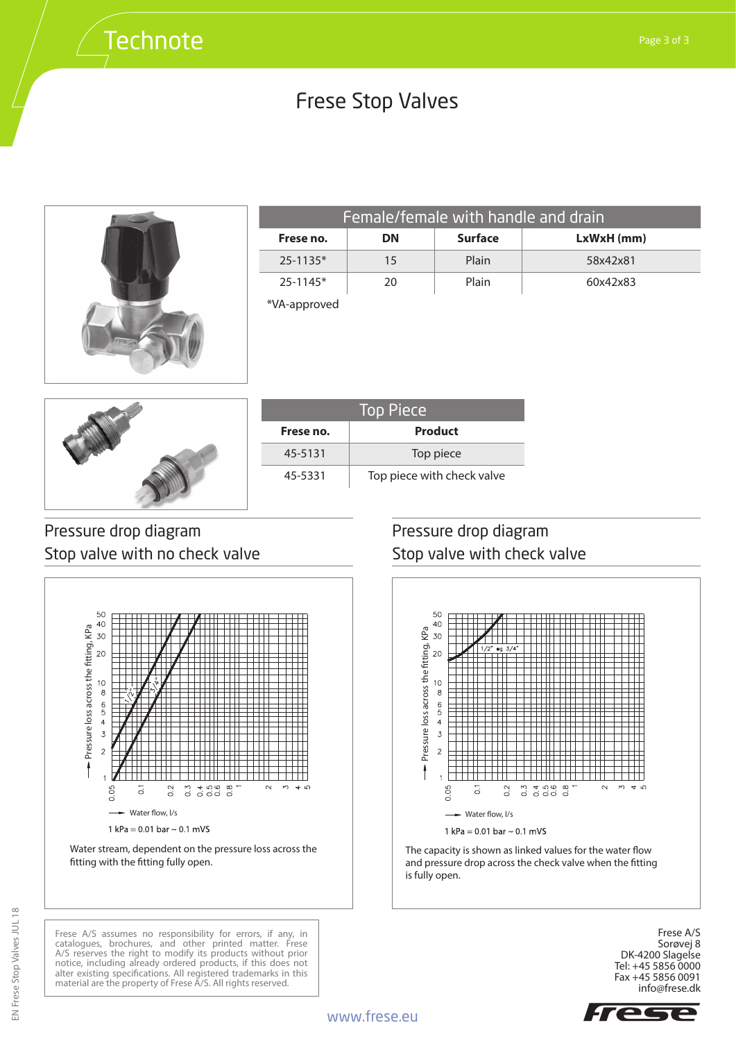# Frese Stop Valves

| Female/female with handle and drain | | | |
|---|---|---|---|
| **Frese no.** | **DN** | **Surface** | **LxWxH (mm)** |
| 25-1135* | 15 | Plain | 58x42x81 |
| 25-1145* | 20 | Plain | 60x42x83 |

*VA-approved

| Top Piece | |
|---|---|
| **Frese no.** | **Product** |
| 45-5131 | Top piece |
| 45-5331 | Top piece with check valve |

## Pressure drop diagram
## Stop valve with no check valve

Pressure loss across the fitting, KPa

50
40
30
20
10
8
6
5
4
3
2
1

0.05
0.1
0.2
0.3
0.4
0.5
0.6
0.8
1
2
3
4
5

1/2"
3/4"

Water flow, l/s

1 kPa = 0.01 bar ~ 0.1 mVS

Water stream, dependent on the pressure loss across the fitting with the fitting fully open.

## Pressure drop diagram
## Stop valve with check valve

Pressure loss across the fitting, KPa

50
40
30
20
10
8
6
5
4
3
2
1

0.05
0.1
0.2
0.3
0.4
0.5
0.6
0.8
1
2
3
4
5

1/2" og 3/4"

Water flow, l/s

1 kPa = 0.01 bar ~ 0.1 mVS

The capacity is shown as linked values for the water flow and pressure drop across the check valve when the fitting is fully open.

Frese A/S assumes no responsibility for errors, if any, in catalogues, brochures, and other printed matter. Frese A/S reserves the right to modify its products without prior notice, including already ordered products, if this does not alter existing specifications. All registered trademarks in this material are the property of Frese A/S. All rights reserved.

Frese A/S
Sorøvej 8
DK-4200 Slagelse
Tel: +45 5856 0000
Fax +45 5856 0091
info@frese.dk

www.frese.eu

EN Frese Stop Valves JUL 18